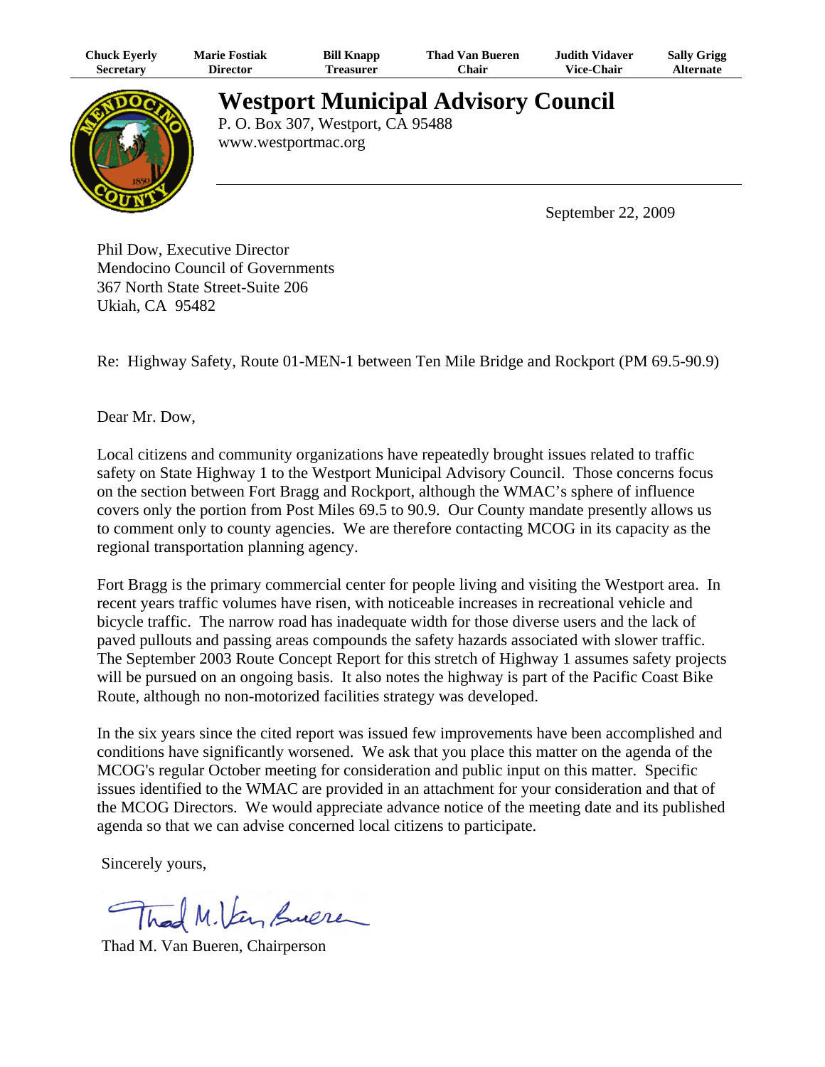| Chuck Everly | Marie Fostiak | Bill Knapp | Thad Van Bueren | Judith Vidaver | Sally Grigg |
|---|---|---|---|---|---|
| Secretary | Director | Treasurer | Chair | Vice-Chair | Alternate |

# Westport Municipal Advisory Council

P. O. Box 307, Westport, CA 95488
www.westportmac.org

September 22, 2009

Phil Dow, Executive Director
Mendocino Council of Governments
367 North State Street-Suite 206
Ukiah, CA 95482

Re: Highway Safety, Route 01-MEN-1 between Ten Mile Bridge and Rockport (PM 69.5-90.9)

Dear Mr. Dow,

Local citizens and community organizations have repeatedly brought issues related to traffic safety on State Highway 1 to the Westport Municipal Advisory Council. Those concerns focus on the section between Fort Bragg and Rockport, although the WMAC's sphere of influence covers only the portion from Post Miles 69.5 to 90.9. Our County mandate presently allows us to comment only to county agencies. We are therefore contacting MCOG in its capacity as the regional transportation planning agency.

Fort Bragg is the primary commercial center for people living and visiting the Westport area. In recent years traffic volumes have risen, with noticeable increases in recreational vehicle and bicycle traffic. The narrow road has inadequate width for those diverse users and the lack of paved pullouts and passing areas compounds the safety hazards associated with slower traffic. The September 2003 Route Concept Report for this stretch of Highway 1 assumes safety projects will be pursued on an ongoing basis. It also notes the highway is part of the Pacific Coast Bike Route, although no non-motorized facilities strategy was developed.

In the six years since the cited report was issued few improvements have been accomplished and conditions have significantly worsened. We ask that you place this matter on the agenda of the MCOG's regular October meeting for consideration and public input on this matter. Specific issues identified to the WMAC are provided in an attachment for your consideration and that of the MCOG Directors. We would appreciate advance notice of the meeting date and its published agenda so that we can advise concerned local citizens to participate.

Sincerely yours,

Thad M. Van Bueren

Thad M. Van Bueren, Chairperson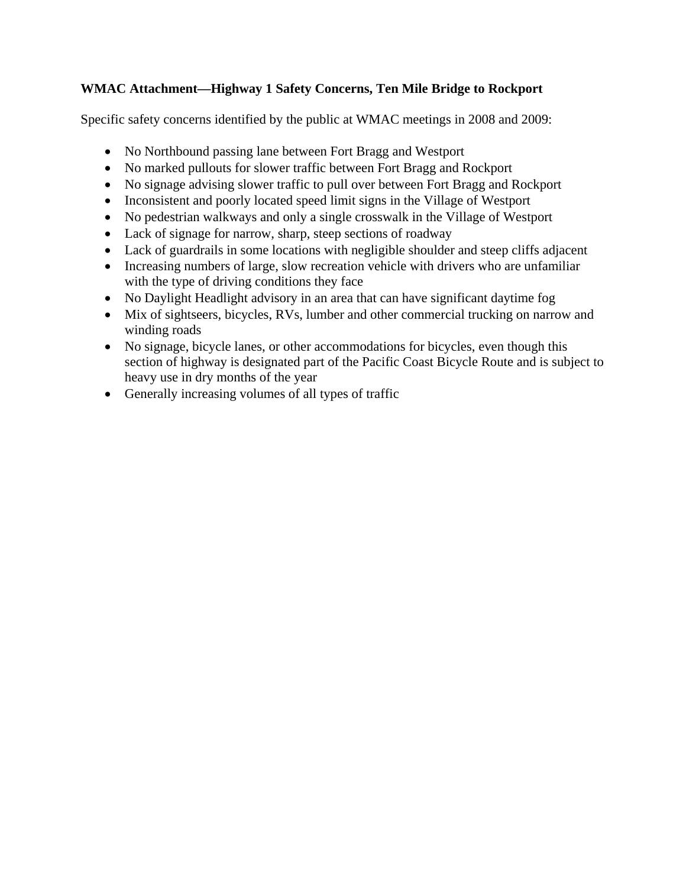**WMAC Attachment—Highway 1 Safety Concerns, Ten Mile Bridge to Rockport**

Specific safety concerns identified by the public at WMAC meetings in 2008 and 2009:

- No Northbound passing lane between Fort Bragg and Westport
- No marked pullouts for slower traffic between Fort Bragg and Rockport
- No signage advising slower traffic to pull over between Fort Bragg and Rockport
- Inconsistent and poorly located speed limit signs in the Village of Westport
- No pedestrian walkways and only a single crosswalk in the Village of Westport
- Lack of signage for narrow, sharp, steep sections of roadway
- Lack of guardrails in some locations with negligible shoulder and steep cliffs adjacent
- Increasing numbers of large, slow recreation vehicle with drivers who are unfamiliar with the type of driving conditions they face
- No Daylight Headlight advisory in an area that can have significant daytime fog
- Mix of sightseers, bicycles, RVs, lumber and other commercial trucking on narrow and winding roads
- No signage, bicycle lanes, or other accommodations for bicycles, even though this section of highway is designated part of the Pacific Coast Bicycle Route and is subject to heavy use in dry months of the year
- Generally increasing volumes of all types of traffic